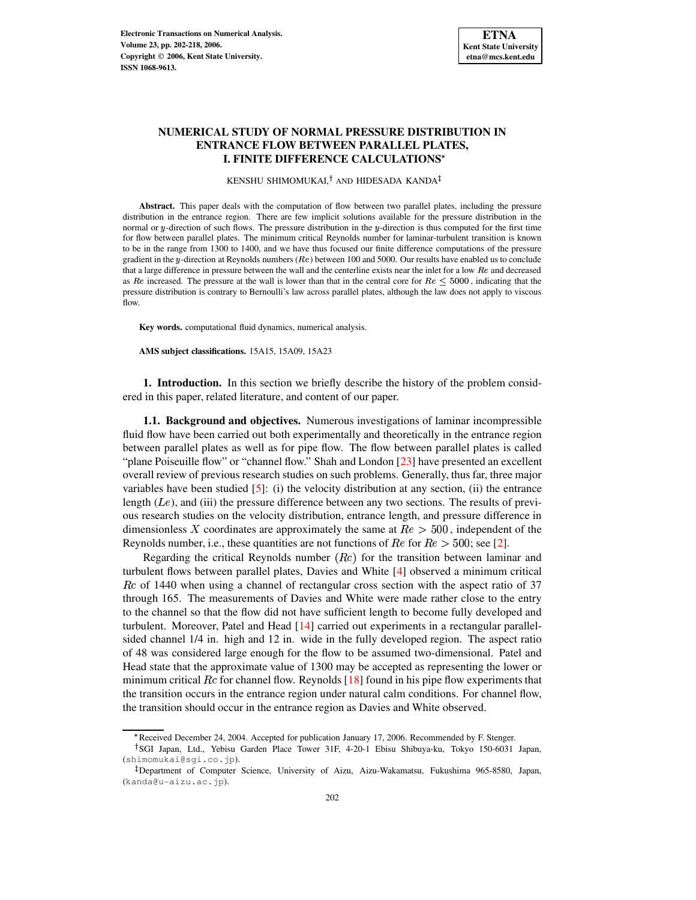# NUMERICAL STUDY OF NORMAL PRESSURE DISTRIBUTION IN ENTRANCE FLOW BETWEEN PARALLEL PLATES, I. FINITE DIFFERENCE CALCULATIONS*

KENSHU SHIMOMUKAI,† AND HIDESADA KANDA‡

**Abstract.** This paper deals with the computation of flow between two parallel plates, including the pressure distribution in the entrance region. There are few implicit solutions available for the pressure distribution in the normal or $y$-direction of such flows. The pressure distribution in the $y$-direction is thus computed for the first time for flow between parallel plates. The minimum critical Reynolds number for laminar-turbulent transition is known to be in the range from 1300 to 1400, and we have thus focused our finite difference computations of the pressure gradient in the $y$-direction at Reynolds numbers ($Re$) between 100 and 5000. Our results have enabled us to conclude that a large difference in pressure between the wall and the centerline exists near the inlet for a low $Re$ and decreased as $Re$ increased. The pressure at the wall is lower than that in the central core for $Re \leq 5000$, indicating that the pressure distribution is contrary to Bernoulli's law across parallel plates, although the law does not apply to viscous flow.

**Key words.** computational fluid dynamics, numerical analysis.

**AMS subject classifications.** 15A15, 15A09, 15A23

## 1. Introduction.

In this section we briefly describe the history of the problem considered in this paper, related literature, and content of our paper.

### 1.1. Background and objectives.

Numerous investigations of laminar incompressible fluid flow have been carried out both experimentally and theoretically in the entrance region between parallel plates as well as for pipe flow. The flow between parallel plates is called "plane Poiseuille flow" or "channel flow." Shah and London [23] have presented an excellent overall review of previous research studies on such problems. Generally, thus far, three major variables have been studied [5]: (i) the velocity distribution at any section, (ii) the entrance length ($Le$), and (iii) the pressure difference between any two sections. The results of previous research studies on the velocity distribution, entrance length, and pressure difference in dimensionless $X$ coordinates are approximately the same at $Re > 500$, independent of the Reynolds number, i.e., these quantities are not functions of $Re$ for $Re > 500$; see [2].

Regarding the critical Reynolds number ($Rc$) for the transition between laminar and turbulent flows between parallel plates, Davies and White [4] observed a minimum critical $Rc$ of 1440 when using a channel of rectangular cross section with the aspect ratio of 37 through 165. The measurements of Davies and White were made rather close to the entry to the channel so that the flow did not have sufficient length to become fully developed and turbulent. Moreover, Patel and Head [14] carried out experiments in a rectangular parallel-sided channel 1/4 in. high and 12 in. wide in the fully developed region. The aspect ratio of 48 was considered large enough for the flow to be assumed two-dimensional. Patel and Head state that the approximate value of 1300 may be accepted as representing the lower or minimum critical $Rc$ for channel flow. Reynolds [18] found in his pipe flow experiments that the transition occurs in the entrance region under natural calm conditions. For channel flow, the transition should occur in the entrance region as Davies and White observed.

---

*Received December 24, 2004. Accepted for publication January 17, 2006. Recommended by F. Stenger.

†SGI Japan, Ltd., Yebisu Garden Place Tower 31F, 4-20-1 Ebisu Shibuya-ku, Tokyo 150-6031 Japan, (shimomukai@sgi.co.jp).

‡Department of Computer Science, University of Aizu, Aizu-Wakamatsu, Fukushima 965-8580, Japan, (kanda@u-aizu.ac.jp).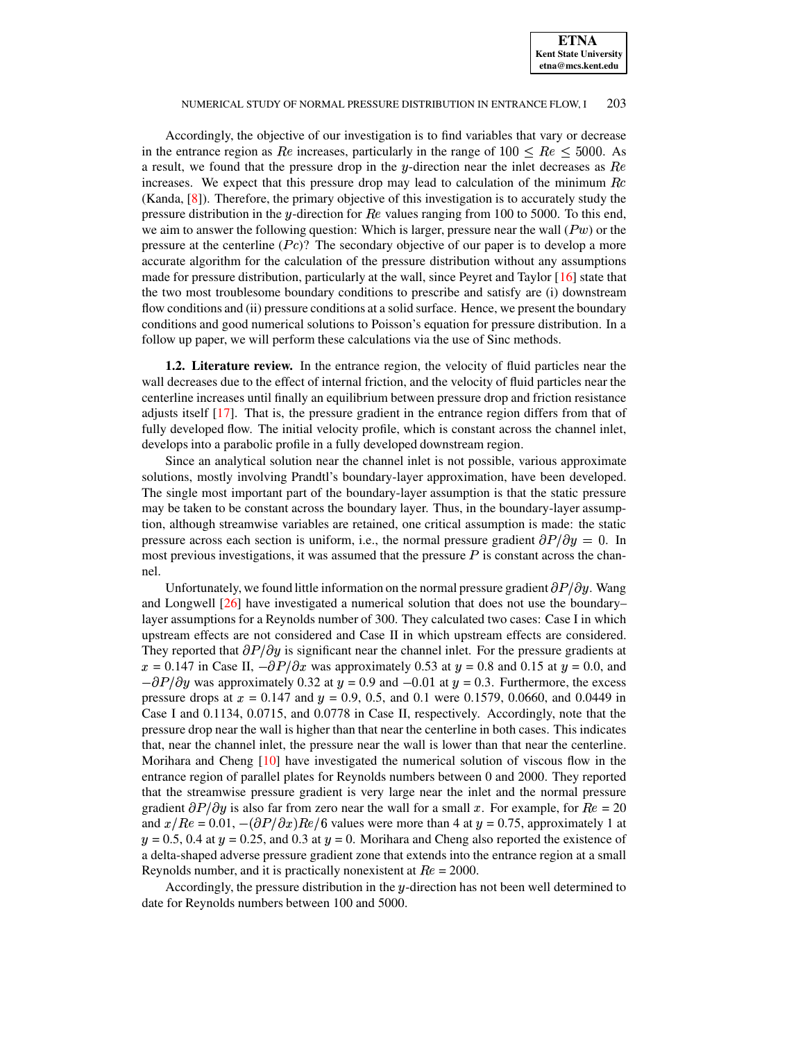Accordingly, the objective of our investigation is to find variables that vary or decrease in the entrance region as $Re$ increases, particularly in the range of $100 \leq Re \leq 5000$. As a result, we found that the pressure drop in the $y$-direction near the inlet decreases as $Re$ increases. We expect that this pressure drop may lead to calculation of the minimum $Rc$ (Kanda, [8]). Therefore, the primary objective of this investigation is to accurately study the pressure distribution in the $y$-direction for $Re$ values ranging from 100 to 5000. To this end, we aim to answer the following question: Which is larger, pressure near the wall ($Pw$) or the pressure at the centerline ($Pc$)? The secondary objective of our paper is to develop a more accurate algorithm for the calculation of the pressure distribution without any assumptions made for pressure distribution, particularly at the wall, since Peyret and Taylor [16] state that the two most troublesome boundary conditions to prescribe and satisfy are (i) downstream flow conditions and (ii) pressure conditions at a solid surface. Hence, we present the boundary conditions and good numerical solutions to Poisson's equation for pressure distribution. In a follow up paper, we will perform these calculations via the use of Sinc methods.

**1.2. Literature review.** In the entrance region, the velocity of fluid particles near the wall decreases due to the effect of internal friction, and the velocity of fluid particles near the centerline increases until finally an equilibrium between pressure drop and friction resistance adjusts itself [17]. That is, the pressure gradient in the entrance region differs from that of fully developed flow. The initial velocity profile, which is constant across the channel inlet, develops into a parabolic profile in a fully developed downstream region.

Since an analytical solution near the channel inlet is not possible, various approximate solutions, mostly involving Prandtl's boundary-layer approximation, have been developed. The single most important part of the boundary-layer assumption is that the static pressure may be taken to be constant across the boundary layer. Thus, in the boundary-layer assumption, although streamwise variables are retained, one critical assumption is made: the static pressure across each section is uniform, i.e., the normal pressure gradient $\partial P/\partial y = 0$. In most previous investigations, it was assumed that the pressure $P$ is constant across the channel.

Unfortunately, we found little information on the normal pressure gradient $\partial P/\partial y$. Wang and Longwell [26] have investigated a numerical solution that does not use the boundary–layer assumptions for a Reynolds number of 300. They calculated two cases: Case I in which upstream effects are not considered and Case II in which upstream effects are considered. They reported that $\partial P/\partial y$ is significant near the channel inlet. For the pressure gradients at $x$ = 0.147 in Case II, $-\partial P/\partial x$ was approximately 0.53 at $y$ = 0.8 and 0.15 at $y$ = 0.0, and $-\partial P/\partial y$ was approximately 0.32 at $y$ = 0.9 and $-0.01$ at $y$ = 0.3. Furthermore, the excess pressure drops at $x$ = 0.147 and $y$ = 0.9, 0.5, and 0.1 were 0.1579, 0.0660, and 0.0449 in Case I and 0.1134, 0.0715, and 0.0778 in Case II, respectively. Accordingly, note that the pressure drop near the wall is higher than that near the centerline in both cases. This indicates that, near the channel inlet, the pressure near the wall is lower than that near the centerline. Morihara and Cheng [10] have investigated the numerical solution of viscous flow in the entrance region of parallel plates for Reynolds numbers between 0 and 2000. They reported that the streamwise pressure gradient is very large near the inlet and the normal pressure gradient $\partial P/\partial y$ is also far from zero near the wall for a small $x$. For example, for $Re$ = 20 and $x/Re$ = 0.01, $-(\partial P/\partial x)Re/6$ values were more than 4 at $y$ = 0.75, approximately 1 at $y$ = 0.5, 0.4 at $y$ = 0.25, and 0.3 at $y$ = 0. Morihara and Cheng also reported the existence of a delta-shaped adverse pressure gradient zone that extends into the entrance region at a small Reynolds number, and it is practically nonexistent at $Re$ = 2000.

Accordingly, the pressure distribution in the $y$-direction has not been well determined to date for Reynolds numbers between 100 and 5000.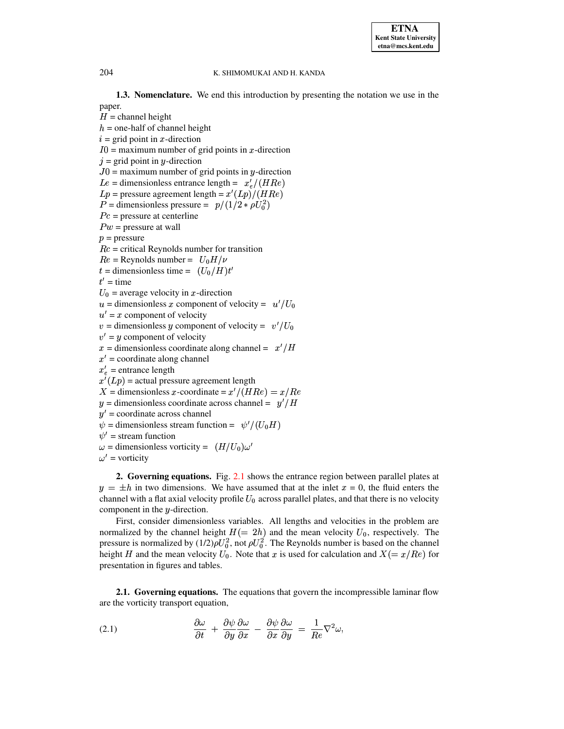**1.3. Nomenclature.** We end this introduction by presenting the notation we use in the paper.

$H$ = channel height
$h$ = one-half of channel height
$i$ = grid point in $x$-direction
$I0$ = maximum number of grid points in $x$-direction
$j$ = grid point in $y$-direction
$J0$ = maximum number of grid points in $y$-direction
$Le$ = dimensionless entrance length = $x'_e/(HRe)$
$Lp$ = pressure agreement length = $x'(Lp)/(HRe)$
$P$ = dimensionless pressure = $p/(1/2 * \rho U_0^2)$
$Pc$ = pressure at centerline
$Pw$ = pressure at wall
$p$ = pressure
$Rc$ = critical Reynolds number for transition
$Re$ = Reynolds number = $U_0 H/\nu$
$t$ = dimensionless time = $(U_0/H)t'$
$t'$ = time
$U_0$ = average velocity in $x$-direction
$u$ = dimensionless $x$ component of velocity = $u'/U_0$
$u'$ = $x$ component of velocity
$v$ = dimensionless $y$ component of velocity = $v'/U_0$
$v'$ = $y$ component of velocity
$x$ = dimensionless coordinate along channel = $x'/H$
$x'$ = coordinate along channel
$x'_e$ = entrance length
$x'(Lp)$ = actual pressure agreement length
$X$ = dimensionless $x$-coordinate = $x'/(HRe) = x/Re$
$y$ = dimensionless coordinate across channel = $y'/H$
$y'$ = coordinate across channel
$\psi$ = dimensionless stream function = $\psi'/(U_0 H)$
$\psi'$ = stream function
$\omega$ = dimensionless vorticity = $(H/U_0)\omega'$
$\omega'$ = vorticity

## 2. Governing equations.

Fig. 2.1 shows the entrance region between parallel plates at $y = \pm h$ in two dimensions. We have assumed that at the inlet $x = 0$, the fluid enters the channel with a flat axial velocity profile $U_0$ across parallel plates, and that there is no velocity component in the $y$-direction.

First, consider dimensionless variables. All lengths and velocities in the problem are normalized by the channel height $H(= 2h)$ and the mean velocity $U_0$, respectively. The pressure is normalized by (1/2)$\rho U_0^2$, not $\rho U_0^2$. The Reynolds number is based on the channel height $H$ and the mean velocity $U_0$. Note that $x$ is used for calculation and $X(= x/Re)$ for presentation in figures and tables.

### 2.1. Governing equations.

The equations that govern the incompressible laminar flow are the vorticity transport equation,

$$\frac{\partial \omega}{\partial t} + \frac{\partial \psi}{\partial y}\frac{\partial \omega}{\partial x} - \frac{\partial \psi}{\partial x}\frac{\partial \omega}{\partial y} = \frac{1}{Re}\nabla^2 \omega, \tag{2.1}$$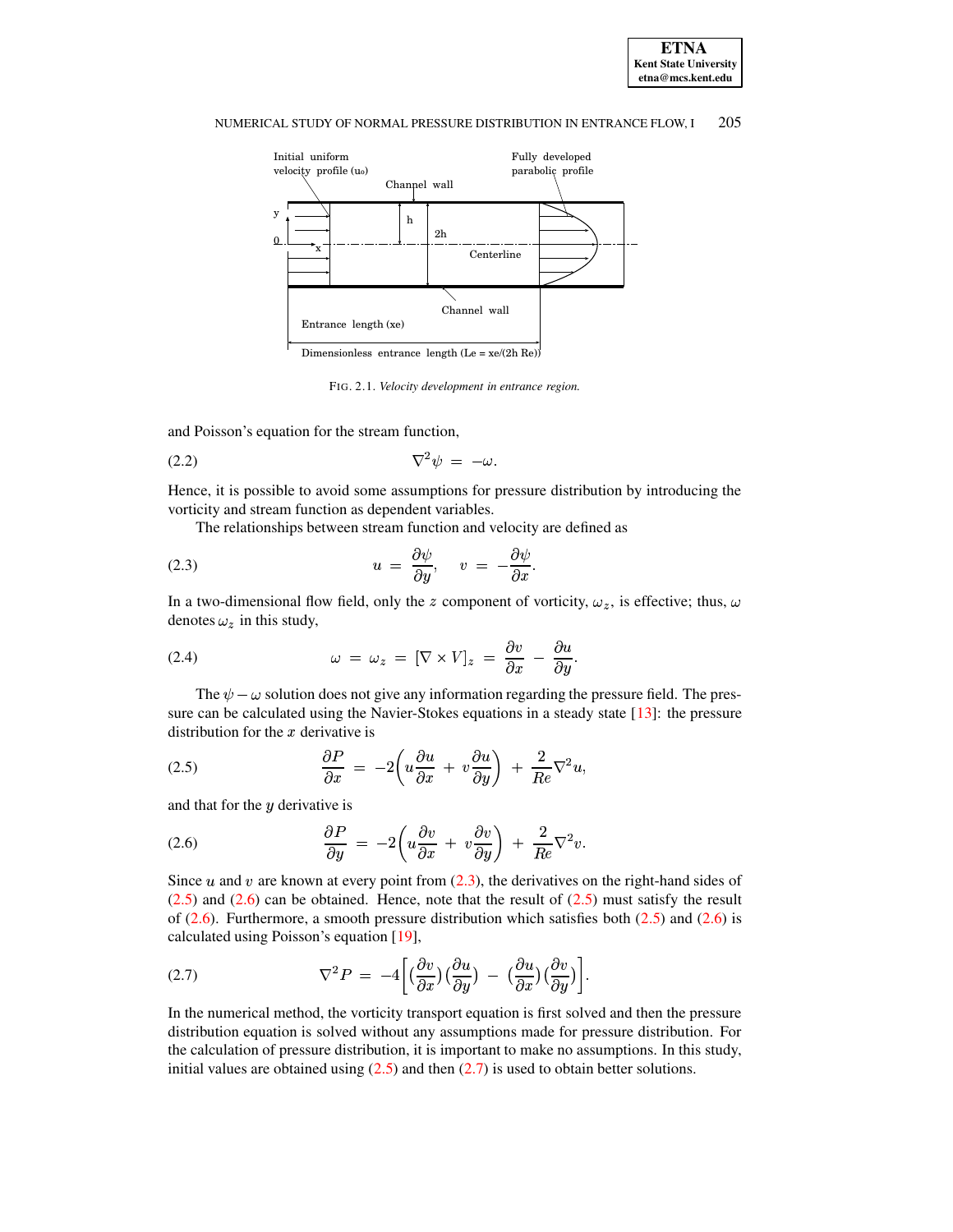FIG. 2.1. *Velocity development in entrance region.*

and Poisson's equation for the stream function,

$$\nabla^2 \psi = -\omega. \tag{2.2}$$

Hence, it is possible to avoid some assumptions for pressure distribution by introducing the vorticity and stream function as dependent variables.

The relationships between stream function and velocity are defined as

$$u = \frac{\partial \psi}{\partial y}, \quad v = -\frac{\partial \psi}{\partial x}. \tag{2.3}$$

In a two-dimensional flow field, only the $z$ component of vorticity, $\omega_z$, is effective; thus, $\omega$ denotes $\omega_z$ in this study,

$$\omega = \omega_z = [\nabla \times V]_z = \frac{\partial v}{\partial x} - \frac{\partial u}{\partial y}. \tag{2.4}$$

The $\psi - \omega$ solution does not give any information regarding the pressure field. The pressure can be calculated using the Navier-Stokes equations in a steady state [13]: the pressure distribution for the $x$ derivative is

$$\frac{\partial P}{\partial x} = -2\left(u\frac{\partial u}{\partial x} + v\frac{\partial u}{\partial y}\right) + \frac{2}{Re}\nabla^2 u, \tag{2.5}$$

and that for the $y$ derivative is

$$\frac{\partial P}{\partial y} = -2\left(u\frac{\partial v}{\partial x} + v\frac{\partial v}{\partial y}\right) + \frac{2}{Re}\nabla^2 v. \tag{2.6}$$

Since $u$ and $v$ are known at every point from (2.3), the derivatives on the right-hand sides of (2.5) and (2.6) can be obtained. Hence, note that the result of (2.5) must satisfy the result of (2.6). Furthermore, a smooth pressure distribution which satisfies both (2.5) and (2.6) is calculated using Poisson's equation [19],

$$\nabla^2 P = -4\left[\left(\frac{\partial v}{\partial x}\right)\left(\frac{\partial u}{\partial y}\right) - \left(\frac{\partial u}{\partial x}\right)\left(\frac{\partial v}{\partial y}\right)\right]. \tag{2.7}$$

In the numerical method, the vorticity transport equation is first solved and then the pressure distribution equation is solved without any assumptions made for pressure distribution. For the calculation of pressure distribution, it is important to make no assumptions. In this study, initial values are obtained using (2.5) and then (2.7) is used to obtain better solutions.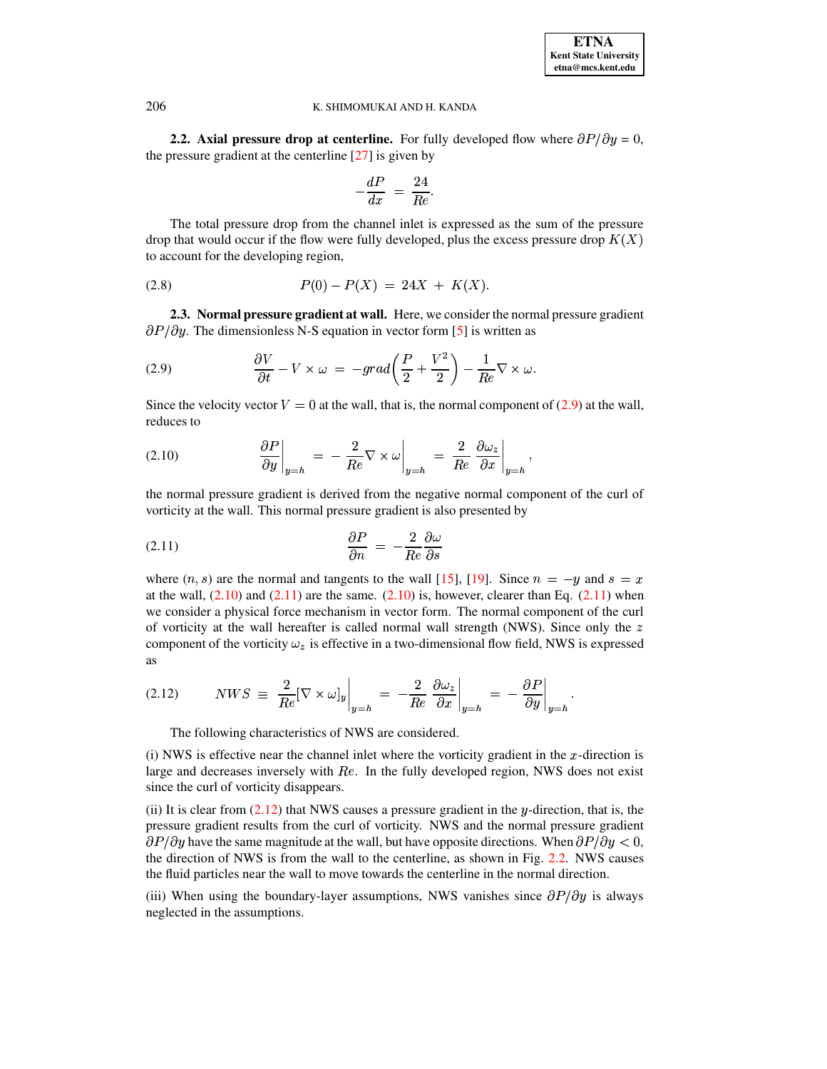**2.2. Axial pressure drop at centerline.** For fully developed flow where $\partial P/\partial y = 0$, the pressure gradient at the centerline [27] is given by

$$-\frac{dP}{dx} = \frac{24}{Re}.$$

The total pressure drop from the channel inlet is expressed as the sum of the pressure drop that would occur if the flow were fully developed, plus the excess pressure drop $K(X)$ to account for the developing region,

$$P(0) - P(X) = 24X + K(X). \tag{2.8}$$

**2.3. Normal pressure gradient at wall.** Here, we consider the normal pressure gradient $\partial P/\partial y$. The dimensionless N-S equation in vector form [5] is written as

$$\frac{\partial V}{\partial t} - V \times \omega = -grad\left(\frac{P}{2} + \frac{V^2}{2}\right) - \frac{1}{Re}\nabla \times \omega. \tag{2.9}$$

Since the velocity vector $V = 0$ at the wall, that is, the normal component of (2.9) at the wall, reduces to

$$\left.\frac{\partial P}{\partial y}\right|_{y=h} = -\left.\frac{2}{Re}\nabla \times \omega\right|_{y=h} = \left.\frac{2}{Re}\frac{\partial \omega_z}{\partial x}\right|_{y=h}, \tag{2.10}$$

the normal pressure gradient is derived from the negative normal component of the curl of vorticity at the wall. This normal pressure gradient is also presented by

$$\frac{\partial P}{\partial n} = -\frac{2}{Re}\frac{\partial \omega}{\partial s} \tag{2.11}$$

where $(n, s)$ are the normal and tangents to the wall [15], [19]. Since $n = -y$ and $s = x$ at the wall, (2.10) and (2.11) are the same. (2.10) is, however, clearer than Eq. (2.11) when we consider a physical force mechanism in vector form. The normal component of the curl of vorticity at the wall hereafter is called normal wall strength (NWS). Since only the $z$ component of the vorticity $\omega_z$ is effective in a two-dimensional flow field, NWS is expressed as

$$NWS \equiv \left.\frac{2}{Re}[\nabla \times \omega]_y\right|_{y=h} = -\left.\frac{2}{Re}\frac{\partial \omega_z}{\partial x}\right|_{y=h} = -\left.\frac{\partial P}{\partial y}\right|_{y=h}. \tag{2.12}$$

The following characteristics of NWS are considered.

(i) NWS is effective near the channel inlet where the vorticity gradient in the $x$-direction is large and decreases inversely with $Re$. In the fully developed region, NWS does not exist since the curl of vorticity disappears.

(ii) It is clear from (2.12) that NWS causes a pressure gradient in the $y$-direction, that is, the pressure gradient results from the curl of vorticity. NWS and the normal pressure gradient $\partial P/\partial y$ have the same magnitude at the wall, but have opposite directions. When $\partial P/\partial y < 0$, the direction of NWS is from the wall to the centerline, as shown in Fig. 2.2. NWS causes the fluid particles near the wall to move towards the centerline in the normal direction.

(iii) When using the boundary-layer assumptions, NWS vanishes since $\partial P/\partial y$ is always neglected in the assumptions.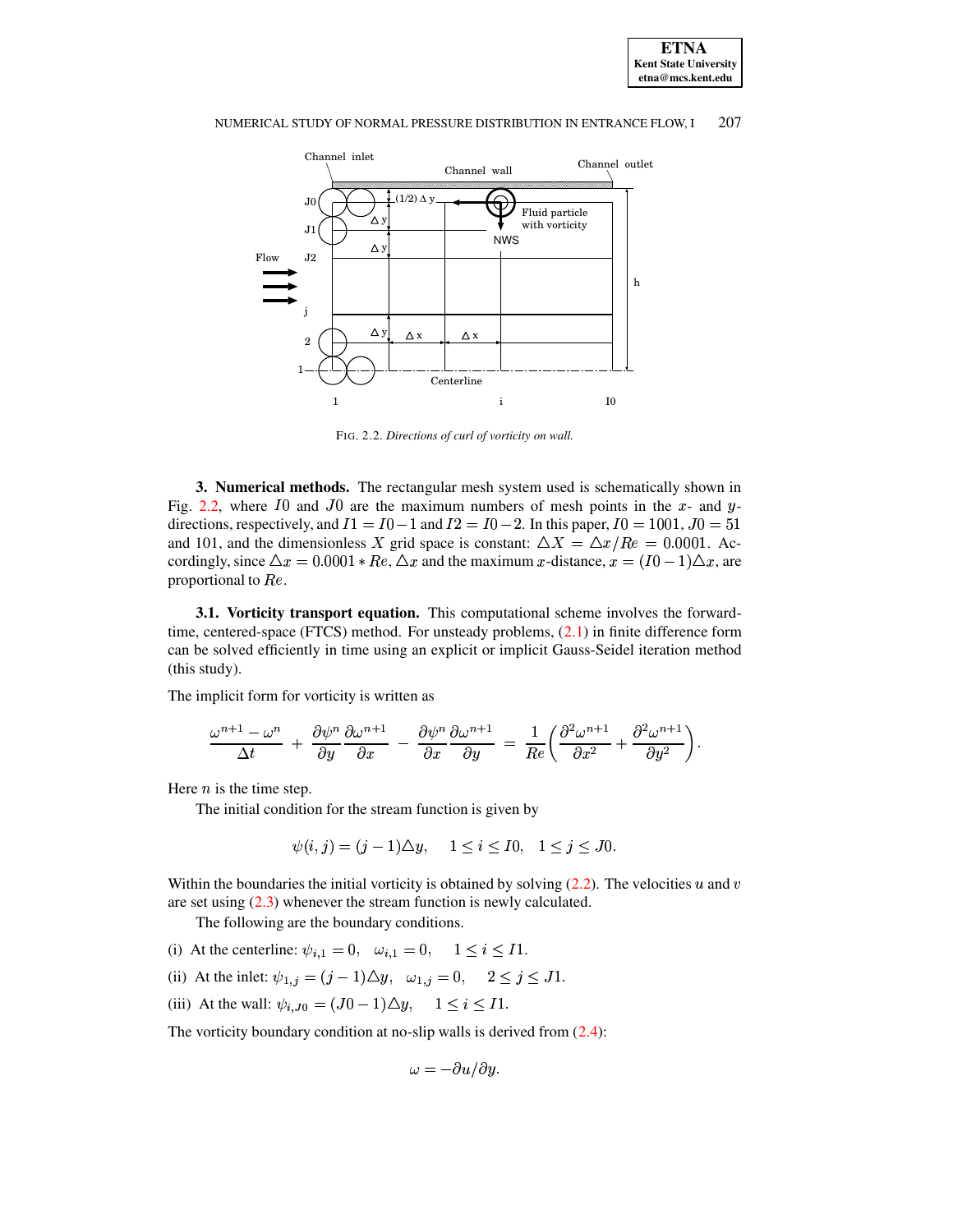FIG. 2.2. *Directions of curl of vorticity on wall.*

**3. Numerical methods.** The rectangular mesh system used is schematically shown in Fig. 2.2, where $I0$ and $J0$ are the maximum numbers of mesh points in the $x$- and $y$-directions, respectively, and $I1 = I0 - 1$ and $I2 = I0 - 2$. In this paper, $I0 = 1001$, $J0 = 51$ and 101, and the dimensionless $X$ grid space is constant: $\triangle X = \triangle x / Re = 0.0001$. Accordingly, since $\triangle x = 0.0001 * Re$, $\triangle x$ and the maximum $x$-distance, $x = (I0 - 1)\triangle x$, are proportional to $Re$.

**3.1. Vorticity transport equation.** This computational scheme involves the forward-time, centered-space (FTCS) method. For unsteady problems, (2.1) in finite difference form can be solved efficiently in time using an explicit or implicit Gauss-Seidel iteration method (this study).

The implicit form for vorticity is written as

$$\frac{\omega^{n+1} - \omega^n}{\Delta t} + \frac{\partial \psi^n}{\partial y}\frac{\partial \omega^{n+1}}{\partial x} - \frac{\partial \psi^n}{\partial x}\frac{\partial \omega^{n+1}}{\partial y} = \frac{1}{Re}\left(\frac{\partial^2 \omega^{n+1}}{\partial x^2} + \frac{\partial^2 \omega^{n+1}}{\partial y^2}\right).$$

Here $n$ is the time step.

The initial condition for the stream function is given by

$$\psi(i, j) = (j - 1)\triangle y, \quad 1 \leq i \leq I0, \quad 1 \leq j \leq J0.$$

Within the boundaries the initial vorticity is obtained by solving (2.2). The velocities $u$ and $v$ are set using (2.3) whenever the stream function is newly calculated.

The following are the boundary conditions.

(i) At the centerline: $\psi_{i,1} = 0, \quad \omega_{i,1} = 0, \quad 1 \leq i \leq I1.$

(ii) At the inlet: $\psi_{1,j} = (j - 1)\triangle y, \quad \omega_{1,j} = 0, \quad 2 \leq j \leq J1.$

(iii) At the wall: $\psi_{i,J0} = (J0 - 1)\triangle y, \quad 1 \leq i \leq I1.$

The vorticity boundary condition at no-slip walls is derived from (2.4):

$$\omega = -\partial u / \partial y.$$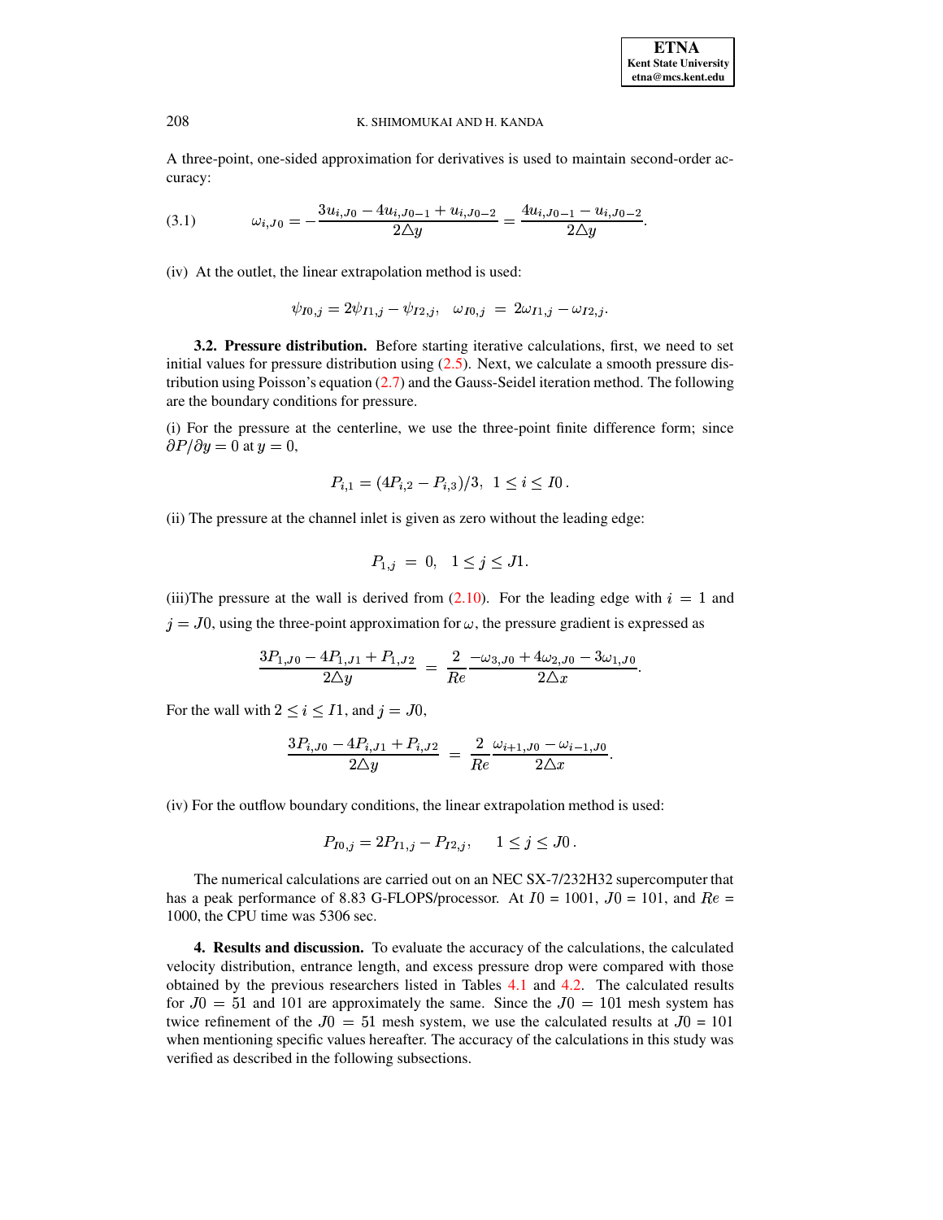A three-point, one-sided approximation for derivatives is used to maintain second-order accuracy:

$$\omega_{i,J0} = -\frac{3u_{i,J0} - 4u_{i,J0-1} + u_{i,J0-2}}{2\triangle y} = \frac{4u_{i,J0-1} - u_{i,J0-2}}{2\triangle y}. \tag{3.1}$$

(iv) At the outlet, the linear extrapolation method is used:

$$\psi_{I0,j} = 2\psi_{I1,j} - \psi_{I2,j}, \quad \omega_{I0,j} = 2\omega_{I1,j} - \omega_{I2,j}.$$

**3.2. Pressure distribution.** Before starting iterative calculations, first, we need to set initial values for pressure distribution using (2.5). Next, we calculate a smooth pressure distribution using Poisson's equation (2.7) and the Gauss-Seidel iteration method. The following are the boundary conditions for pressure.

(i) For the pressure at the centerline, we use the three-point finite difference form; since $\partial P/\partial y = 0$ at $y = 0$,

$$P_{i,1} = (4P_{i,2} - P_{i,3})/3, \;\; 1 \leq i \leq I0\,.$$

(ii) The pressure at the channel inlet is given as zero without the leading edge:

$$P_{1,j} = 0, \quad 1 \leq j \leq J1.$$

(iii)The pressure at the wall is derived from (2.10). For the leading edge with $i = 1$ and $j = J0$, using the three-point approximation for $\omega$, the pressure gradient is expressed as

$$\frac{3P_{1,J0} - 4P_{1,J1} + P_{1,J2}}{2\triangle y} = \frac{2}{Re}\frac{-\omega_{3,J0} + 4\omega_{2,J0} - 3\omega_{1,J0}}{2\triangle x}.$$

For the wall with $2 \leq i \leq I1$, and $j = J0$,

$$\frac{3P_{i,J0} - 4P_{i,J1} + P_{i,J2}}{2\triangle y} = \frac{2}{Re}\frac{\omega_{i+1,J0} - \omega_{i-1,J0}}{2\triangle x}.$$

(iv) For the outflow boundary conditions, the linear extrapolation method is used:

$$P_{I0,j} = 2P_{I1,j} - P_{I2,j}, \qquad 1 \leq j \leq J0\,.$$

The numerical calculations are carried out on an NEC SX-7/232H32 supercomputer that has a peak performance of 8.83 G-FLOPS/processor. At $I0$ = 1001, $J0$ = 101, and $Re$ = 1000, the CPU time was 5306 sec.

**4. Results and discussion.** To evaluate the accuracy of the calculations, the calculated velocity distribution, entrance length, and excess pressure drop were compared with those obtained by the previous researchers listed in Tables 4.1 and 4.2. The calculated results for $J0 = 51$ and 101 are approximately the same. Since the $J0 = 101$ mesh system has twice refinement of the $J0 = 51$ mesh system, we use the calculated results at $J0 = 101$ when mentioning specific values hereafter. The accuracy of the calculations in this study was verified as described in the following subsections.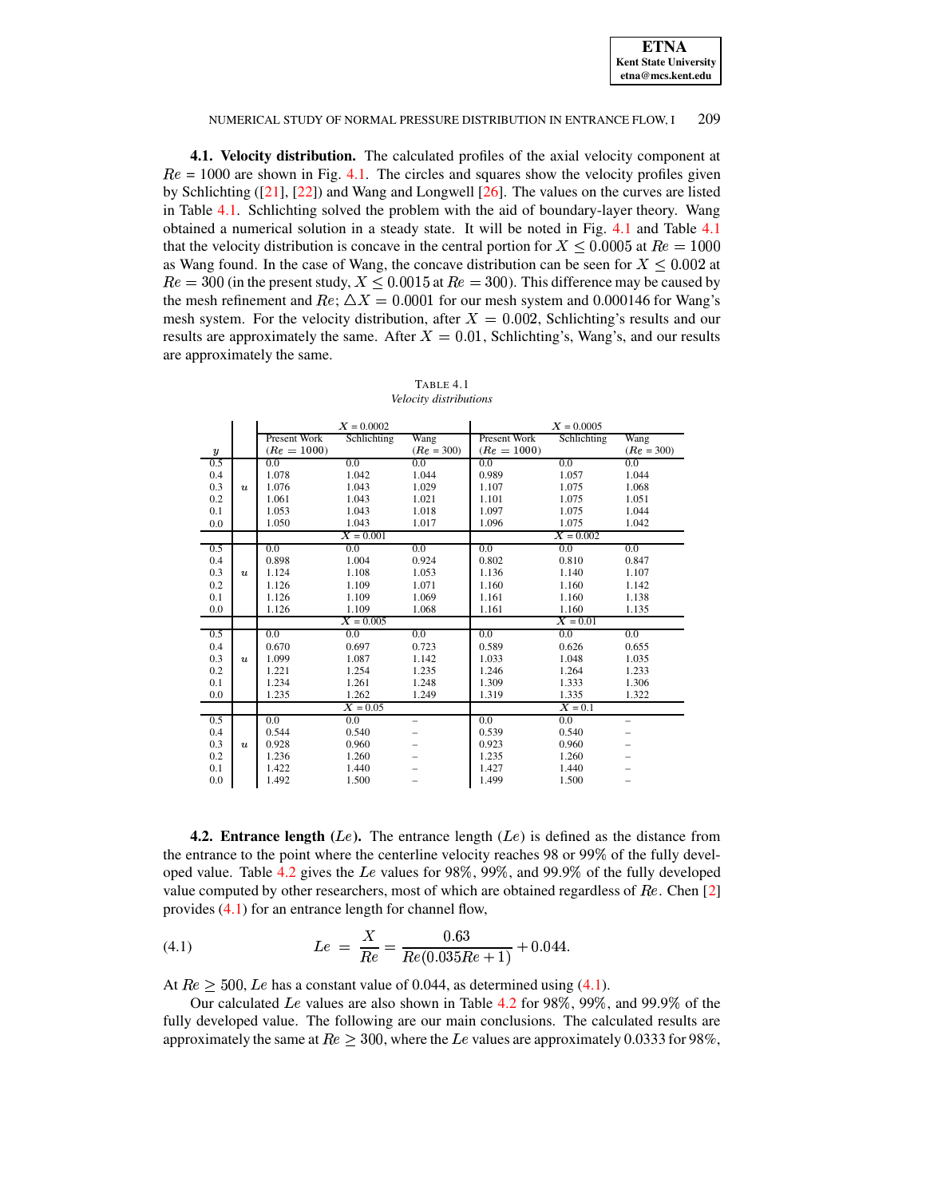**4.1. Velocity distribution.** The calculated profiles of the axial velocity component at $Re$ = 1000 are shown in Fig. 4.1. The circles and squares show the velocity profiles given by Schlichting ([21], [22]) and Wang and Longwell [26]. The values on the curves are listed in Table 4.1. Schlichting solved the problem with the aid of boundary-layer theory. Wang obtained a numerical solution in a steady state. It will be noted in Fig. 4.1 and Table 4.1 that the velocity distribution is concave in the central portion for $X \leq 0.0005$ at $Re = 1000$ as Wang found. In the case of Wang, the concave distribution can be seen for $X \leq 0.002$ at $Re = 300$ (in the present study, $X \leq 0.0015$ at $Re = 300$). This difference may be caused by the mesh refinement and $Re$; $\triangle X = 0.0001$ for our mesh system and 0.000146 for Wang's mesh system. For the velocity distribution, after $X = 0.002$, Schlichting's results and our results are approximately the same. After $X = 0.01$, Schlichting's, Wang's, and our results are approximately the same.

TABLE 4.1
*Velocity distributions*

| | | $X = 0.0002$ | | | $X = 0.0005$ | | |
|---|---|---|---|---|---|---|---|
| $y$ | | Present Work ($Re = 1000$) | Schlichting | Wang ($Re = 300$) | Present Work ($Re = 1000$) | Schlichting | Wang ($Re = 300$) |
| 0.5 | | 0.0 | 0.0 | 0.0 | 0.0 | 0.0 | 0.0 |
| 0.4 | | 1.078 | 1.042 | 1.044 | 0.989 | 1.057 | 1.044 |
| 0.3 | $u$ | 1.076 | 1.043 | 1.029 | 1.107 | 1.075 | 1.068 |
| 0.2 | | 1.061 | 1.043 | 1.021 | 1.101 | 1.075 | 1.051 |
| 0.1 | | 1.053 | 1.043 | 1.018 | 1.097 | 1.075 | 1.044 |
| 0.0 | | 1.050 | 1.043 | 1.017 | 1.096 | 1.075 | 1.042 |
| | | $X = 0.001$ | | | $X = 0.002$ | | |
| 0.5 | | 0.0 | 0.0 | 0.0 | 0.0 | 0.0 | 0.0 |
| 0.4 | | 0.898 | 1.004 | 0.924 | 0.802 | 0.810 | 0.847 |
| 0.3 | $u$ | 1.124 | 1.108 | 1.053 | 1.136 | 1.140 | 1.107 |
| 0.2 | | 1.126 | 1.109 | 1.071 | 1.160 | 1.160 | 1.142 |
| 0.1 | | 1.126 | 1.109 | 1.069 | 1.161 | 1.160 | 1.138 |
| 0.0 | | 1.126 | 1.109 | 1.068 | 1.161 | 1.160 | 1.135 |
| | | $X = 0.005$ | | | $X = 0.01$ | | |
| 0.5 | | 0.0 | 0.0 | 0.0 | 0.0 | 0.0 | 0.0 |
| 0.4 | | 0.670 | 0.697 | 0.723 | 0.589 | 0.626 | 0.655 |
| 0.3 | $u$ | 1.099 | 1.087 | 1.142 | 1.033 | 1.048 | 1.035 |
| 0.2 | | 1.221 | 1.254 | 1.235 | 1.246 | 1.264 | 1.233 |
| 0.1 | | 1.234 | 1.261 | 1.248 | 1.309 | 1.333 | 1.306 |
| 0.0 | | 1.235 | 1.262 | 1.249 | 1.319 | 1.335 | 1.322 |
| | | $X = 0.05$ | | | $X = 0.1$ | | |
| 0.5 | | 0.0 | 0.0 | – | 0.0 | 0.0 | – |
| 0.4 | | 0.544 | 0.540 | – | 0.539 | 0.540 | – |
| 0.3 | $u$ | 0.928 | 0.960 | – | 0.923 | 0.960 | – |
| 0.2 | | 1.236 | 1.260 | – | 1.235 | 1.260 | – |
| 0.1 | | 1.422 | 1.440 | – | 1.427 | 1.440 | – |
| 0.0 | | 1.492 | 1.500 | – | 1.499 | 1.500 | – |

**4.2. Entrance length ($Le$).** The entrance length ($Le$) is defined as the distance from the entrance to the point where the centerline velocity reaches 98 or 99% of the fully developed value. Table 4.2 gives the $Le$ values for 98%, 99%, and 99.9% of the fully developed value computed by other researchers, most of which are obtained regardless of $Re$. Chen [2] provides (4.1) for an entrance length for channel flow,

$$Le = \frac{X}{Re} = \frac{0.63}{Re(0.035Re+1)} + 0.044. \tag{4.1}$$

At $Re \geq 500$, $Le$ has a constant value of 0.044, as determined using (4.1).

Our calculated $Le$ values are also shown in Table 4.2 for 98%, 99%, and 99.9% of the fully developed value. The following are our main conclusions. The calculated results are approximately the same at $Re \geq 300$, where the $Le$ values are approximately 0.0333 for 98%,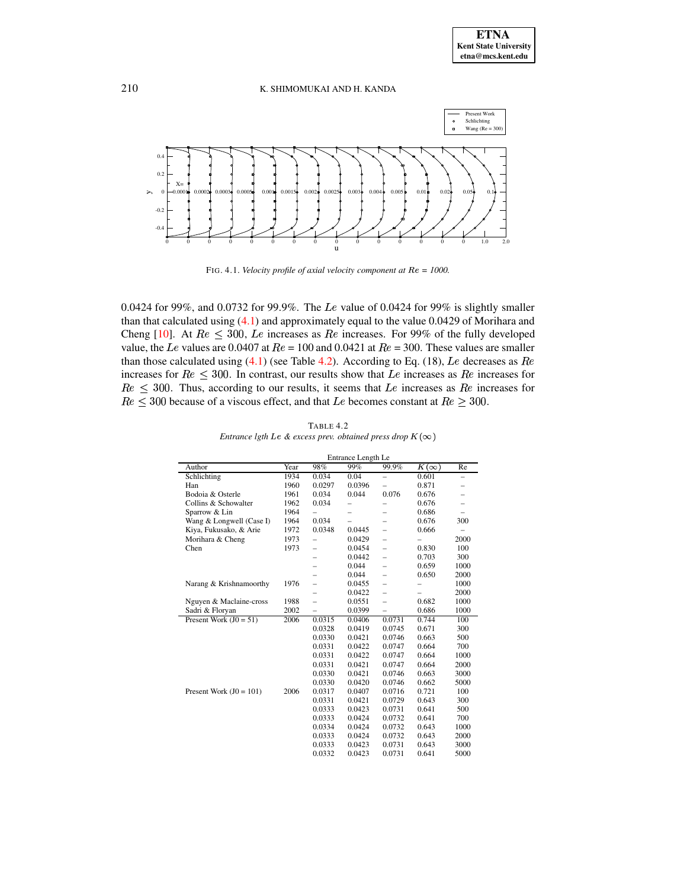FIG. 4.1. *Velocity profile of axial velocity component at Re = 1000.*

0.0424 for 99%, and 0.0732 for 99.9%. The $Le$ value of 0.0424 for 99% is slightly smaller than that calculated using (4.1) and approximately equal to the value 0.0429 of Morihara and Cheng [10]. At $Re \leq 300$, $Le$ increases as $Re$ increases. For 99% of the fully developed value, the $Le$ values are 0.0407 at $Re$ = 100 and 0.0421 at $Re$ = 300. These values are smaller than those calculated using (4.1) (see Table 4.2). According to Eq. (18), $Le$ decreases as $Re$ increases for $Re \leq 300$. In contrast, our results show that $Le$ increases as $Re$ increases for $Re \leq 300$. Thus, according to our results, it seems that $Le$ increases as $Re$ increases for $Re \leq 300$ because of a viscous effect, and that $Le$ becomes constant at $Re \geq 300$.

TABLE 4.2
*Entrance lgth $Le$ & excess prev. obtained press drop $K(\infty)$*

| | | Entrance Length Le | | | | |
|---|---|---|---|---|---|---|
| Author | Year | 98% | 99% | 99.9% | $K(\infty)$ | Re |
| Schlichting | 1934 | 0.034 | 0.04 | – | 0.601 | – |
| Han | 1960 | 0.0297 | 0.0396 | – | 0.871 | – |
| Bodoia & Osterle | 1961 | 0.034 | 0.044 | 0.076 | 0.676 | – |
| Collins & Schowalter | 1962 | 0.034 | – | – | 0.676 | – |
| Sparrow & Lin | 1964 | – | – | – | 0.686 | – |
| Wang & Longwell (Case I) | 1964 | 0.034 | – | – | 0.676 | 300 |
| Kiya, Fukusako, & Arie | 1972 | 0.0348 | 0.0445 | – | 0.666 | – |
| Morihara & Cheng | 1973 | – | 0.0429 | – | – | 2000 |
| Chen | 1973 | – | 0.0454 | – | 0.830 | 100 |
| | | – | 0.0442 | – | 0.703 | 300 |
| | | – | 0.044 | – | 0.659 | 1000 |
| | | – | 0.044 | – | 0.650 | 2000 |
| Narang & Krishnamoorthy | 1976 | – | 0.0455 | – | – | 1000 |
| | | – | 0.0422 | – | – | 2000 |
| Nguyen & Maclaine-cross | 1988 | – | 0.0551 | – | 0.682 | 1000 |
| Sadri & Floryan | 2002 | – | 0.0399 | – | 0.686 | 1000 |
| Present Work (J0 = 51) | 2006 | 0.0315 | 0.0406 | 0.0731 | 0.744 | 100 |
| | | 0.0328 | 0.0419 | 0.0745 | 0.671 | 300 |
| | | 0.0330 | 0.0421 | 0.0746 | 0.663 | 500 |
| | | 0.0331 | 0.0422 | 0.0747 | 0.664 | 700 |
| | | 0.0331 | 0.0422 | 0.0747 | 0.664 | 1000 |
| | | 0.0331 | 0.0421 | 0.0747 | 0.664 | 2000 |
| | | 0.0330 | 0.0421 | 0.0746 | 0.663 | 3000 |
| | | 0.0330 | 0.0420 | 0.0746 | 0.662 | 5000 |
| Present Work (J0 = 101) | 2006 | 0.0317 | 0.0407 | 0.0716 | 0.721 | 100 |
| | | 0.0331 | 0.0421 | 0.0729 | 0.643 | 300 |
| | | 0.0333 | 0.0423 | 0.0731 | 0.641 | 500 |
| | | 0.0333 | 0.0424 | 0.0732 | 0.641 | 700 |
| | | 0.0334 | 0.0424 | 0.0732 | 0.643 | 1000 |
| | | 0.0333 | 0.0424 | 0.0732 | 0.643 | 2000 |
| | | 0.0333 | 0.0423 | 0.0731 | 0.643 | 3000 |
| | | 0.0332 | 0.0423 | 0.0731 | 0.641 | 5000 |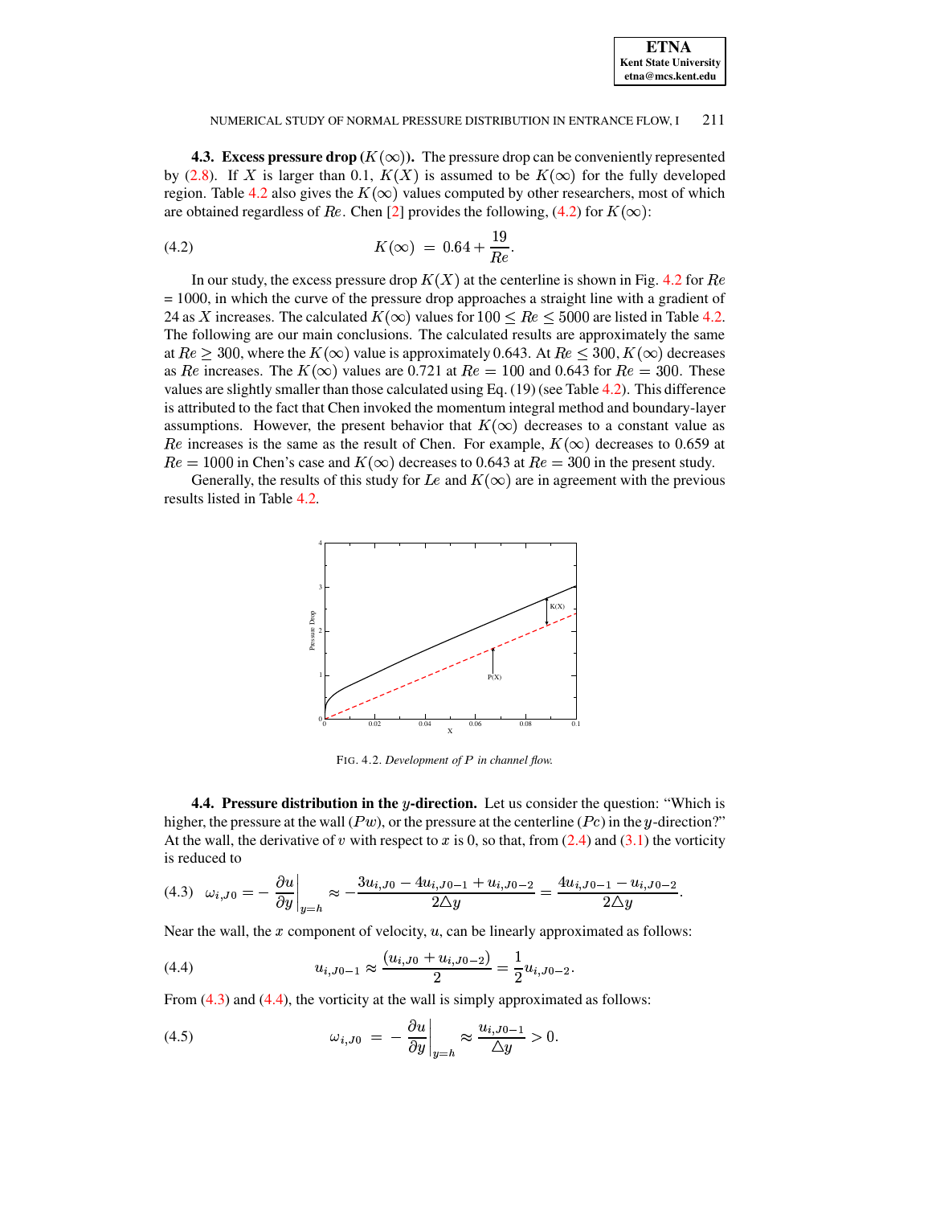**4.3. Excess pressure drop ($K(\infty)$).** The pressure drop can be conveniently represented by (2.8). If $X$ is larger than 0.1, $K(X)$ is assumed to be $K(\infty)$ for the fully developed region. Table 4.2 also gives the $K(\infty)$ values computed by other researchers, most of which are obtained regardless of $Re$. Chen [2] provides the following, (4.2) for $K(\infty)$:

$$K(\infty) \;=\; 0.64 + \frac{19}{Re}. \tag{4.2}$$

In our study, the excess pressure drop $K(X)$ at the centerline is shown in Fig. 4.2 for $Re$ = 1000, in which the curve of the pressure drop approaches a straight line with a gradient of 24 as $X$ increases. The calculated $K(\infty)$ values for $100 \leq Re \leq 5000$ are listed in Table 4.2. The following are our main conclusions. The calculated results are approximately the same at $Re \geq 300$, where the $K(\infty)$ value is approximately 0.643. At $Re \leq 300$, $K(\infty)$ decreases as $Re$ increases. The $K(\infty)$ values are 0.721 at $Re = 100$ and 0.643 for $Re = 300$. These values are slightly smaller than those calculated using Eq. (19) (see Table 4.2). This difference is attributed to the fact that Chen invoked the momentum integral method and boundary-layer assumptions. However, the present behavior that $K(\infty)$ decreases to a constant value as $Re$ increases is the same as the result of Chen. For example, $K(\infty)$ decreases to 0.659 at $Re = 1000$ in Chen's case and $K(\infty)$ decreases to 0.643 at $Re = 300$ in the present study.

Generally, the results of this study for $Le$ and $K(\infty)$ are in agreement with the previous results listed in Table 4.2.

FIG. 4.2. *Development of $P$ in channel flow.*

**4.4. Pressure distribution in the $y$-direction.** Let us consider the question: "Which is higher, the pressure at the wall ($Pw$), or the pressure at the centerline ($Pc$) in the $y$-direction?" At the wall, the derivative of $v$ with respect to $x$ is 0, so that, from (2.4) and (3.1) the vorticity is reduced to

$$\omega_{i,J0} = -\left.\frac{\partial u}{\partial y}\right|_{y=h} \approx -\frac{3u_{i,J0} - 4u_{i,J0-1} + u_{i,J0-2}}{2\triangle y} = \frac{4u_{i,J0-1} - u_{i,J0-2}}{2\triangle y}. \tag{4.3}$$

Near the wall, the $x$ component of velocity, $u$, can be linearly approximated as follows:

$$u_{i,J0-1} \approx \frac{(u_{i,J0} + u_{i,J0-2})}{2} = \frac{1}{2}u_{i,J0-2}. \tag{4.4}$$

From (4.3) and (4.4), the vorticity at the wall is simply approximated as follows:

$$\omega_{i,J0} \;=\; -\left.\frac{\partial u}{\partial y}\right|_{y=h} \approx \frac{u_{i,J0-1}}{\triangle y} > 0. \tag{4.5}$$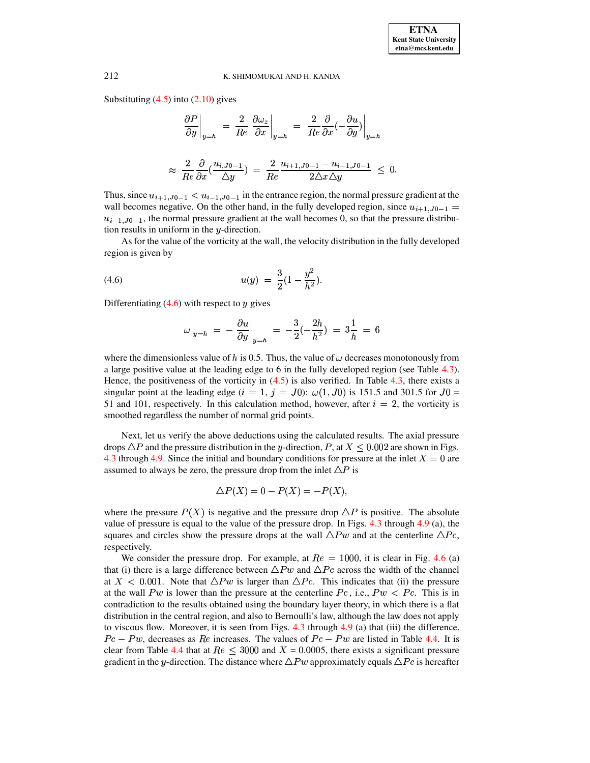Substituting (4.5) into (2.10) gives

$$\left.\frac{\partial P}{\partial y}\right|_{y=h} = \frac{2}{Re}\left.\frac{\partial \omega_z}{\partial x}\right|_{y=h} = \left.\frac{2}{Re}\frac{\partial}{\partial x}(-\frac{\partial u}{\partial y})\right|_{y=h}$$

$$\approx \frac{2}{Re}\frac{\partial}{\partial x}(\frac{u_{i,J0-1}}{\triangle y}) = \frac{2}{Re}\frac{u_{i+1,J0-1}-u_{i-1,J0-1}}{2\triangle x \triangle y} \leq 0.$$

Thus, since $u_{i+1,J0-1} < u_{i-1,J0-1}$ in the entrance region, the normal pressure gradient at the wall becomes negative. On the other hand, in the fully developed region, since $u_{i+1,J0-1} = u_{i-1,J0-1}$, the normal pressure gradient at the wall becomes 0, so that the pressure distribution results in uniform in the $y$-direction.

As for the value of the vorticity at the wall, the velocity distribution in the fully developed region is given by

$$u(y) = \frac{3}{2}(1-\frac{y^2}{h^2}). \tag{4.6}$$

Differentiating (4.6) with respect to $y$ gives

$$\omega|_{y=h} = -\left.\frac{\partial u}{\partial y}\right|_{y=h} = -\frac{3}{2}(-\frac{2h}{h^2}) = 3\frac{1}{h} = 6$$

where the dimensionless value of $h$ is 0.5. Thus, the value of $\omega$ decreases monotonously from a large positive value at the leading edge to 6 in the fully developed region (see Table 4.3). Hence, the positiveness of the vorticity in (4.5) is also verified. In Table 4.3, there exists a singular point at the leading edge ($i = 1$, $j = J0$): $\omega(1, J0)$ is 151.5 and 301.5 for $J0$ = 51 and 101, respectively. In this calculation method, however, after $i = 2$, the vorticity is smoothed regardless the number of normal grid points.

Next, let us verify the above deductions using the calculated results. The axial pressure drops $\triangle P$ and the pressure distribution in the $y$-direction, $P$, at $X \leq 0.002$ are shown in Figs. 4.3 through 4.9. Since the initial and boundary conditions for pressure at the inlet $X = 0$ are assumed to always be zero, the pressure drop from the inlet $\triangle P$ is

$$\triangle P(X) = 0 - P(X) = -P(X),$$

where the pressure $P(X)$ is negative and the pressure drop $\triangle P$ is positive. The absolute value of pressure is equal to the value of the pressure drop. In Figs. 4.3 through 4.9 (a), the squares and circles show the pressure drops at the wall $\triangle Pw$ and at the centerline $\triangle Pc$, respectively.

We consider the pressure drop. For example, at $Re = 1000$, it is clear in Fig. 4.6 (a) that (i) there is a large difference between $\triangle Pw$ and $\triangle Pc$ across the width of the channel at $X < 0.001$. Note that $\triangle Pw$ is larger than $\triangle Pc$. This indicates that (ii) the pressure at the wall $Pw$ is lower than the pressure at the centerline $Pc$, i.e., $Pw < Pc$. This is in contradiction to the results obtained using the boundary layer theory, in which there is a flat distribution in the central region, and also to Bernoulli's law, although the law does not apply to viscous flow. Moreover, it is seen from Figs. 4.3 through 4.9 (a) that (iii) the difference, $Pc - Pw$, decreases as $Re$ increases. The values of $Pc - Pw$ are listed in Table 4.4. It is clear from Table 4.4 that at $Re \leq 3000$ and $X$ = 0.0005, there exists a significant pressure gradient in the $y$-direction. The distance where $\triangle Pw$ approximately equals $\triangle Pc$ is hereafter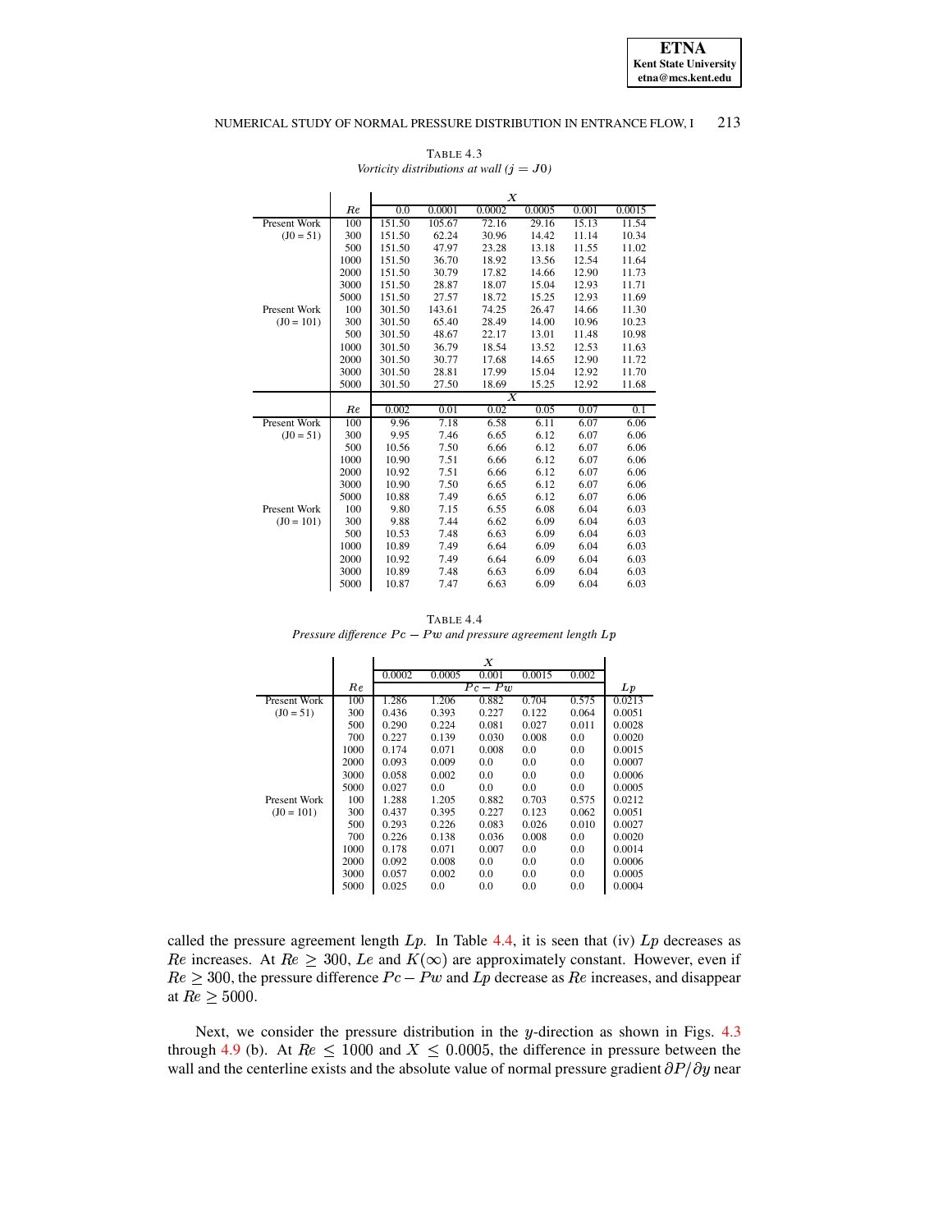TABLE 4.3
*Vorticity distributions at wall ($j = J0$)*

| | $Re$ | $X$ = 0.0 | 0.0001 | 0.0002 | 0.0005 | 0.001 | 0.0015 |
|---|---|---|---|---|---|---|---|
| Present Work | 100 | 151.50 | 105.67 | 72.16 | 29.16 | 15.13 | 11.54 |
| (J0 = 51) | 300 | 151.50 | 62.24 | 30.96 | 14.42 | 11.14 | 10.34 |
| | 500 | 151.50 | 47.97 | 23.28 | 13.18 | 11.55 | 11.02 |
| | 1000 | 151.50 | 36.70 | 18.92 | 13.56 | 12.54 | 11.64 |
| | 2000 | 151.50 | 30.79 | 17.82 | 14.66 | 12.90 | 11.73 |
| | 3000 | 151.50 | 28.87 | 18.07 | 15.04 | 12.93 | 11.71 |
| | 5000 | 151.50 | 27.57 | 18.72 | 15.25 | 12.93 | 11.69 |
| Present Work | 100 | 301.50 | 143.61 | 74.25 | 26.47 | 14.66 | 11.30 |
| (J0 = 101) | 300 | 301.50 | 65.40 | 28.49 | 14.00 | 10.96 | 10.23 |
| | 500 | 301.50 | 48.67 | 22.17 | 13.01 | 11.48 | 10.98 |
| | 1000 | 301.50 | 36.79 | 18.54 | 13.52 | 12.53 | 11.63 |
| | 2000 | 301.50 | 30.77 | 17.68 | 14.65 | 12.90 | 11.72 |
| | 3000 | 301.50 | 28.81 | 17.99 | 15.04 | 12.92 | 11.70 |
| | 5000 | 301.50 | 27.50 | 18.69 | 15.25 | 12.92 | 11.68 |
| | $Re$ | $X$ = 0.002 | 0.01 | 0.02 | 0.05 | 0.07 | 0.1 |
| Present Work | 100 | 9.96 | 7.18 | 6.58 | 6.11 | 6.07 | 6.06 |
| (J0 = 51) | 300 | 9.95 | 7.46 | 6.65 | 6.12 | 6.07 | 6.06 |
| | 500 | 10.56 | 7.50 | 6.66 | 6.12 | 6.07 | 6.06 |
| | 1000 | 10.90 | 7.51 | 6.66 | 6.12 | 6.07 | 6.06 |
| | 2000 | 10.92 | 7.51 | 6.66 | 6.12 | 6.07 | 6.06 |
| | 3000 | 10.90 | 7.50 | 6.65 | 6.12 | 6.07 | 6.06 |
| | 5000 | 10.88 | 7.49 | 6.65 | 6.12 | 6.07 | 6.06 |
| Present Work | 100 | 9.80 | 7.15 | 6.55 | 6.08 | 6.04 | 6.03 |
| (J0 = 101) | 300 | 9.88 | 7.44 | 6.62 | 6.09 | 6.04 | 6.03 |
| | 500 | 10.53 | 7.48 | 6.63 | 6.09 | 6.04 | 6.03 |
| | 1000 | 10.89 | 7.49 | 6.64 | 6.09 | 6.04 | 6.03 |
| | 2000 | 10.92 | 7.49 | 6.64 | 6.09 | 6.04 | 6.03 |
| | 3000 | 10.89 | 7.48 | 6.63 | 6.09 | 6.04 | 6.03 |
| | 5000 | 10.87 | 7.47 | 6.63 | 6.09 | 6.04 | 6.03 |

TABLE 4.4
*Pressure difference $Pc - Pw$ and pressure agreement length $Lp$*

| | | $X$ | | | | | |
|---|---|---|---|---|---|---|---|
| | | 0.0002 | 0.0005 | 0.001 | 0.0015 | 0.002 | |
| | $Re$ | $Pc - Pw$ | | | | | $Lp$ |
| Present Work | 100 | 1.286 | 1.206 | 0.882 | 0.704 | 0.575 | 0.0213 |
| (J0 = 51) | 300 | 0.436 | 0.393 | 0.227 | 0.122 | 0.064 | 0.0051 |
| | 500 | 0.290 | 0.224 | 0.081 | 0.027 | 0.011 | 0.0028 |
| | 700 | 0.227 | 0.139 | 0.030 | 0.008 | 0.0 | 0.0020 |
| | 1000 | 0.174 | 0.071 | 0.008 | 0.0 | 0.0 | 0.0015 |
| | 2000 | 0.093 | 0.009 | 0.0 | 0.0 | 0.0 | 0.0007 |
| | 3000 | 0.058 | 0.002 | 0.0 | 0.0 | 0.0 | 0.0006 |
| | 5000 | 0.027 | 0.0 | 0.0 | 0.0 | 0.0 | 0.0005 |
| Present Work | 100 | 1.288 | 1.205 | 0.882 | 0.703 | 0.575 | 0.0212 |
| (J0 = 101) | 300 | 0.437 | 0.395 | 0.227 | 0.123 | 0.062 | 0.0051 |
| | 500 | 0.293 | 0.226 | 0.083 | 0.026 | 0.010 | 0.0027 |
| | 700 | 0.226 | 0.138 | 0.036 | 0.008 | 0.0 | 0.0020 |
| | 1000 | 0.178 | 0.071 | 0.007 | 0.0 | 0.0 | 0.0014 |
| | 2000 | 0.092 | 0.008 | 0.0 | 0.0 | 0.0 | 0.0006 |
| | 3000 | 0.057 | 0.002 | 0.0 | 0.0 | 0.0 | 0.0005 |
| | 5000 | 0.025 | 0.0 | 0.0 | 0.0 | 0.0 | 0.0004 |

called the pressure agreement length $Lp$. In Table 4.4, it is seen that (iv) $Lp$ decreases as $Re$ increases. At $Re \geq 300$, $Le$ and $K(\infty)$ are approximately constant. However, even if $Re \geq 300$, the pressure difference $Pc - Pw$ and $Lp$ decrease as $Re$ increases, and disappear at $Re \geq 5000$.

Next, we consider the pressure distribution in the $y$-direction as shown in Figs. 4.3 through 4.9 (b). At $Re \leq 1000$ and $X \leq 0.0005$, the difference in pressure between the wall and the centerline exists and the absolute value of normal pressure gradient $\partial P/\partial y$ near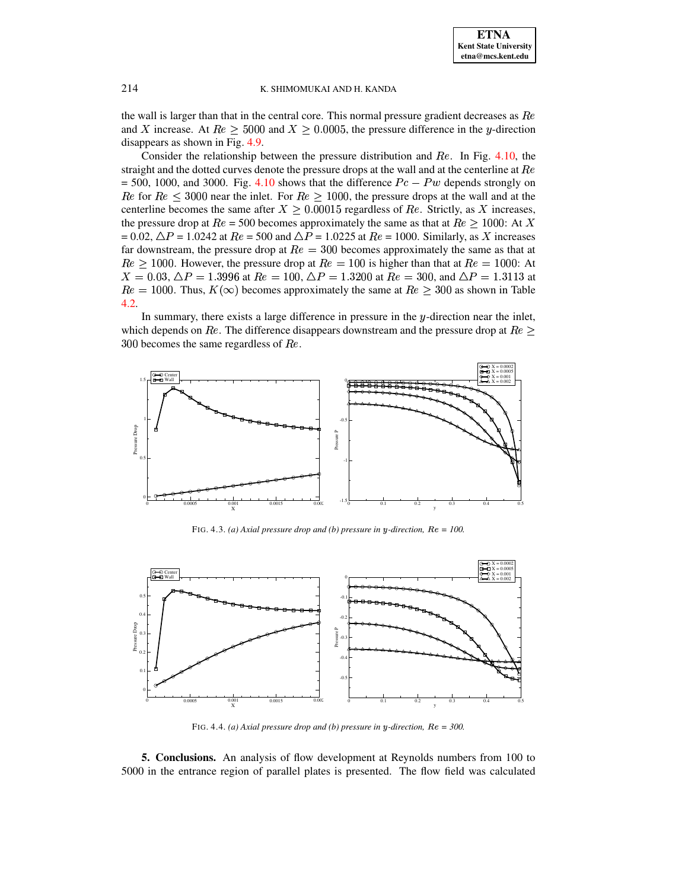the wall is larger than that in the central core. This normal pressure gradient decreases as $Re$ and $X$ increase. At $Re \geq 5000$ and $X \geq 0.0005$, the pressure difference in the $y$-direction disappears as shown in Fig. 4.9.

Consider the relationship between the pressure distribution and $Re$. In Fig. 4.10, the straight and the dotted curves denote the pressure drops at the wall and at the centerline at $Re$ = 500, 1000, and 3000. Fig. 4.10 shows that the difference $Pc - Pw$ depends strongly on $Re$ for $Re \leq 3000$ near the inlet. For $Re \geq 1000$, the pressure drops at the wall and at the centerline becomes the same after $X \geq 0.00015$ regardless of $Re$. Strictly, as $X$ increases, the pressure drop at $Re$ = 500 becomes approximately the same as that at $Re \geq 1000$: At $X$ = 0.02, $\triangle P$ = 1.0242 at $Re$ = 500 and $\triangle P$ = 1.0225 at $Re$ = 1000. Similarly, as $X$ increases far downstream, the pressure drop at $Re = 300$ becomes approximately the same as that at $Re \geq 1000$. However, the pressure drop at $Re = 100$ is higher than that at $Re = 1000$: At $X = 0.03$, $\triangle P = 1.3996$ at $Re = 100$, $\triangle P = 1.3200$ at $Re = 300$, and $\triangle P = 1.3113$ at $Re = 1000$. Thus, $K(\infty)$ becomes approximately the same at $Re \geq 300$ as shown in Table 4.2.

In summary, there exists a large difference in pressure in the $y$-direction near the inlet, which depends on $Re$. The difference disappears downstream and the pressure drop at $Re \geq 300$ becomes the same regardless of $Re$.

FIG. 4.3. *(a) Axial pressure drop and (b) pressure in $y$-direction, $Re$ = 100.*

FIG. 4.4. *(a) Axial pressure drop and (b) pressure in $y$-direction, $Re$ = 300.*

**5. Conclusions.** An analysis of flow development at Reynolds numbers from 100 to 5000 in the entrance region of parallel plates is presented. The flow field was calculated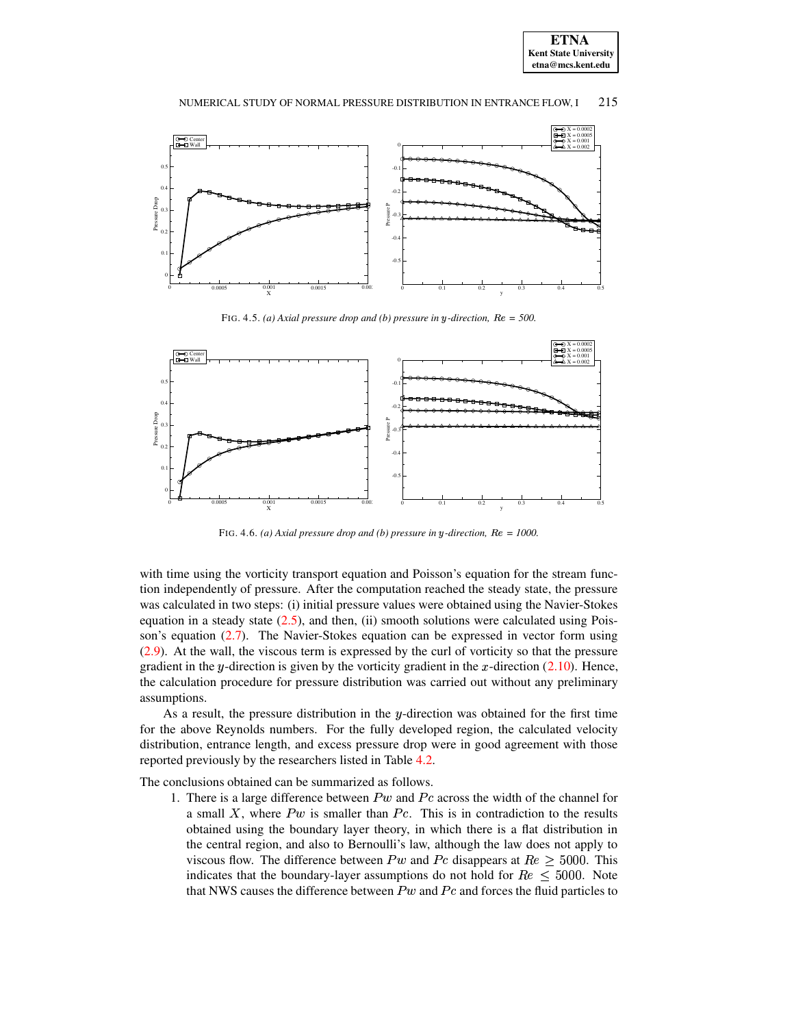FIG. 4.5. *(a) Axial pressure drop and (b) pressure in $y$-direction, $Re$ = 500.*

FIG. 4.6. *(a) Axial pressure drop and (b) pressure in $y$-direction, $Re$ = 1000.*

with time using the vorticity transport equation and Poisson's equation for the stream function independently of pressure. After the computation reached the steady state, the pressure was calculated in two steps: (i) initial pressure values were obtained using the Navier-Stokes equation in a steady state (2.5), and then, (ii) smooth solutions were calculated using Poisson's equation (2.7). The Navier-Stokes equation can be expressed in vector form using (2.9). At the wall, the viscous term is expressed by the curl of vorticity so that the pressure gradient in the $y$-direction is given by the vorticity gradient in the $x$-direction (2.10). Hence, the calculation procedure for pressure distribution was carried out without any preliminary assumptions.

As a result, the pressure distribution in the $y$-direction was obtained for the first time for the above Reynolds numbers. For the fully developed region, the calculated velocity distribution, entrance length, and excess pressure drop were in good agreement with those reported previously by the researchers listed in Table 4.2.

The conclusions obtained can be summarized as follows.

1. There is a large difference between $Pw$ and $Pc$ across the width of the channel for a small $X$, where $Pw$ is smaller than $Pc$. This is in contradiction to the results obtained using the boundary layer theory, in which there is a flat distribution in the central region, and also to Bernoulli's law, although the law does not apply to viscous flow. The difference between $Pw$ and $Pc$ disappears at $Re \geq 5000$. This indicates that the boundary-layer assumptions do not hold for $Re \leq 5000$. Note that NWS causes the difference between $Pw$ and $Pc$ and forces the fluid particles to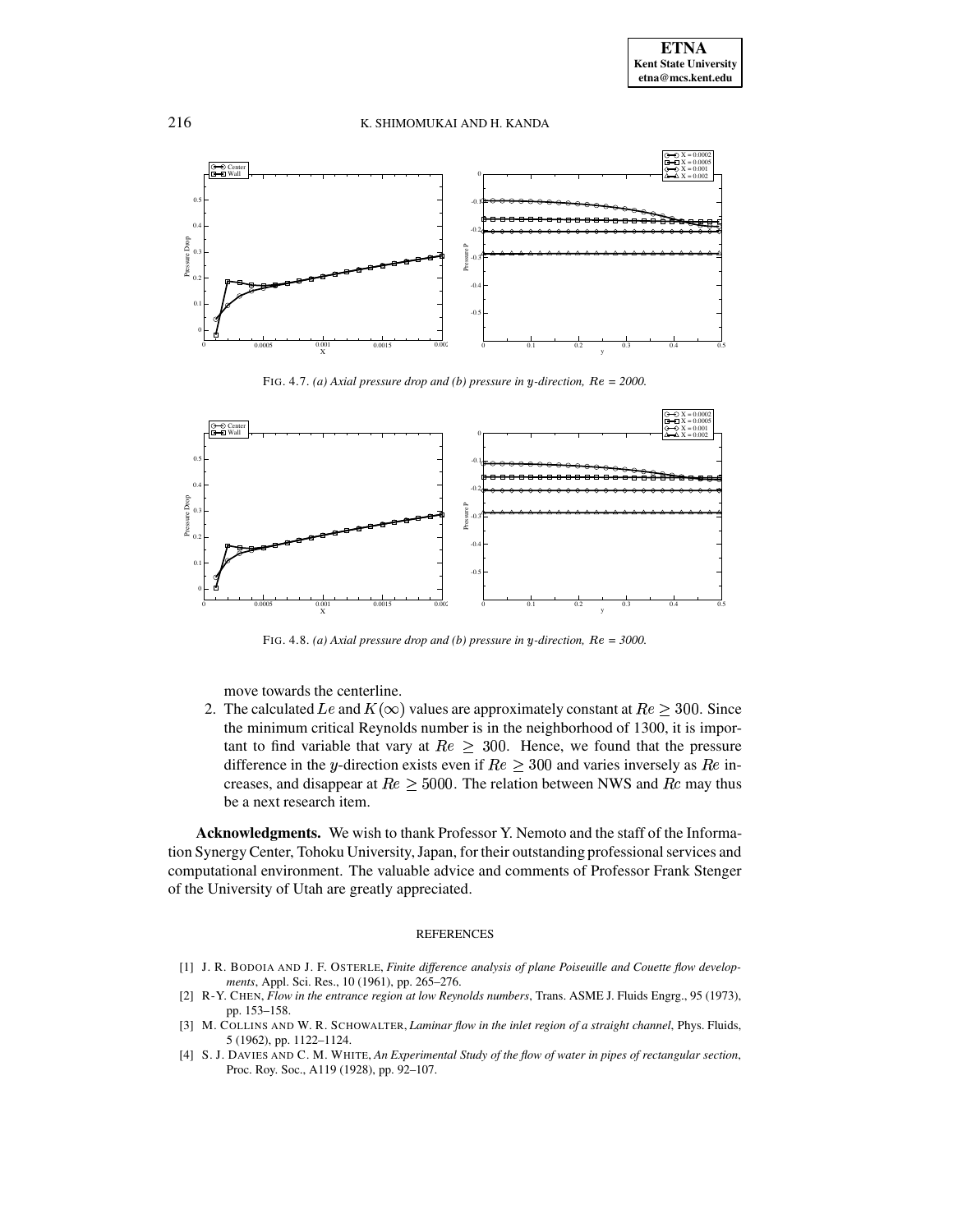FIG. 4.7. *(a) Axial pressure drop and (b) pressure in $y$-direction, $Re$ = 2000.*

FIG. 4.8. *(a) Axial pressure drop and (b) pressure in $y$-direction, $Re$ = 3000.*

move towards the centerline.

2. The calculated $Le$ and $K(\infty)$ values are approximately constant at $Re \geq 300$. Since the minimum critical Reynolds number is in the neighborhood of 1300, it is important to find variable that vary at $Re \geq 300$. Hence, we found that the pressure difference in the $y$-direction exists even if $Re \geq 300$ and varies inversely as $Re$ increases, and disappear at $Re \geq 5000$. The relation between NWS and $Rc$ may thus be a next research item.

**Acknowledgments.** We wish to thank Professor Y. Nemoto and the staff of the Information Synergy Center, Tohoku University, Japan, for their outstanding professional services and computational environment. The valuable advice and comments of Professor Frank Stenger of the University of Utah are greatly appreciated.

## REFERENCES

[1] J. R. BODOIA AND J. F. OSTERLE, *Finite difference analysis of plane Poiseuille and Couette flow developments*, Appl. Sci. Res., 10 (1961), pp. 265–276.

[2] R-Y. CHEN, *Flow in the entrance region at low Reynolds numbers*, Trans. ASME J. Fluids Engrg., 95 (1973), pp. 153–158.

[3] M. COLLINS AND W. R. SCHOWALTER, *Laminar flow in the inlet region of a straight channel*, Phys. Fluids, 5 (1962), pp. 1122–1124.

[4] S. J. DAVIES AND C. M. WHITE, *An Experimental Study of the flow of water in pipes of rectangular section*, Proc. Roy. Soc., A119 (1928), pp. 92–107.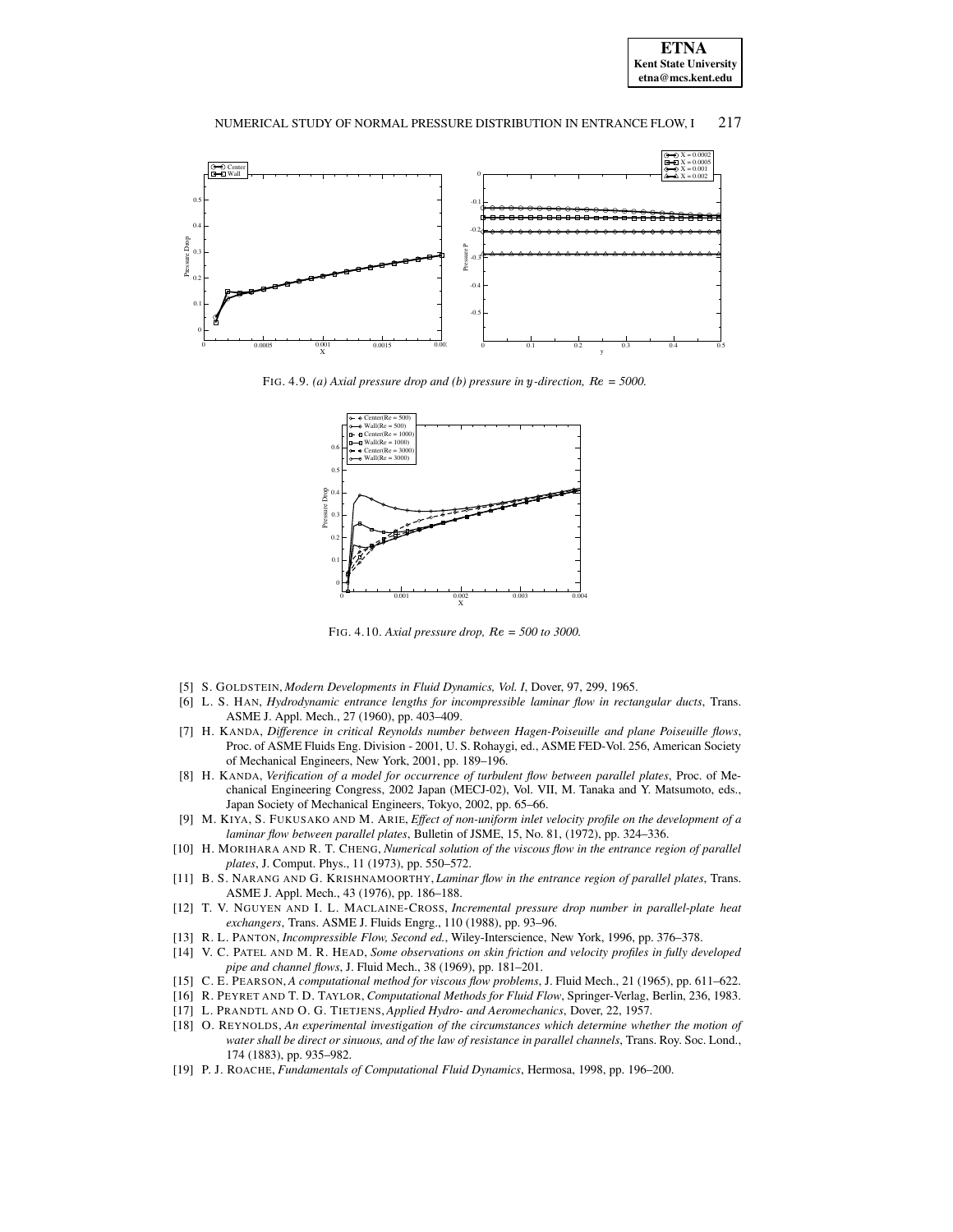FIG. 4.9. *(a) Axial pressure drop and (b) pressure in $y$-direction, $Re$ = 5000.*

FIG. 4.10. *Axial pressure drop, $Re$ = 500 to 3000.*

[5] S. GOLDSTEIN, *Modern Developments in Fluid Dynamics, Vol. I*, Dover, 97, 299, 1965.

[6] L. S. HAN, *Hydrodynamic entrance lengths for incompressible laminar flow in rectangular ducts*, Trans. ASME J. Appl. Mech., 27 (1960), pp. 403–409.

[7] H. KANDA, *Difference in critical Reynolds number between Hagen-Poiseuille and plane Poiseuille flows*, Proc. of ASME Fluids Eng. Division - 2001, U. S. Rohaygi, ed., ASME FED-Vol. 256, American Society of Mechanical Engineers, New York, 2001, pp. 189–196.

[8] H. KANDA, *Verification of a model for occurrence of turbulent flow between parallel plates*, Proc. of Mechanical Engineering Congress, 2002 Japan (MECJ-02), Vol. VII, M. Tanaka and Y. Matsumoto, eds., Japan Society of Mechanical Engineers, Tokyo, 2002, pp. 65–66.

[9] M. KIYA, S. FUKUSAKO AND M. ARIE, *Effect of non-uniform inlet velocity profile on the development of a laminar flow between parallel plates*, Bulletin of JSME, 15, No. 81, (1972), pp. 324–336.

[10] H. MORIHARA AND R. T. CHENG, *Numerical solution of the viscous flow in the entrance region of parallel plates*, J. Comput. Phys., 11 (1973), pp. 550–572.

[11] B. S. NARANG AND G. KRISHNAMOORTHY, *Laminar flow in the entrance region of parallel plates*, Trans. ASME J. Appl. Mech., 43 (1976), pp. 186–188.

[12] T. V. NGUYEN AND I. L. MACLAINE-CROSS, *Incremental pressure drop number in parallel-plate heat exchangers*, Trans. ASME J. Fluids Engrg., 110 (1988), pp. 93–96.

[13] R. L. PANTON, *Incompressible Flow, Second ed.*, Wiley-Interscience, New York, 1996, pp. 376–378.

[14] V. C. PATEL AND M. R. HEAD, *Some observations on skin friction and velocity profiles in fully developed pipe and channel flows*, J. Fluid Mech., 38 (1969), pp. 181–201.

[15] C. E. PEARSON, *A computational method for viscous flow problems*, J. Fluid Mech., 21 (1965), pp. 611–622.

[16] R. PEYRET AND T. D. TAYLOR, *Computational Methods for Fluid Flow*, Springer-Verlag, Berlin, 236, 1983.

[17] L. PRANDTL AND O. G. TIETJENS, *Applied Hydro- and Aeromechanics*, Dover, 22, 1957.

[18] O. REYNOLDS, *An experimental investigation of the circumstances which determine whether the motion of water shall be direct or sinuous, and of the law of resistance in parallel channels*, Trans. Roy. Soc. Lond., 174 (1883), pp. 935–982.

[19] P. J. ROACHE, *Fundamentals of Computational Fluid Dynamics*, Hermosa, 1998, pp. 196–200.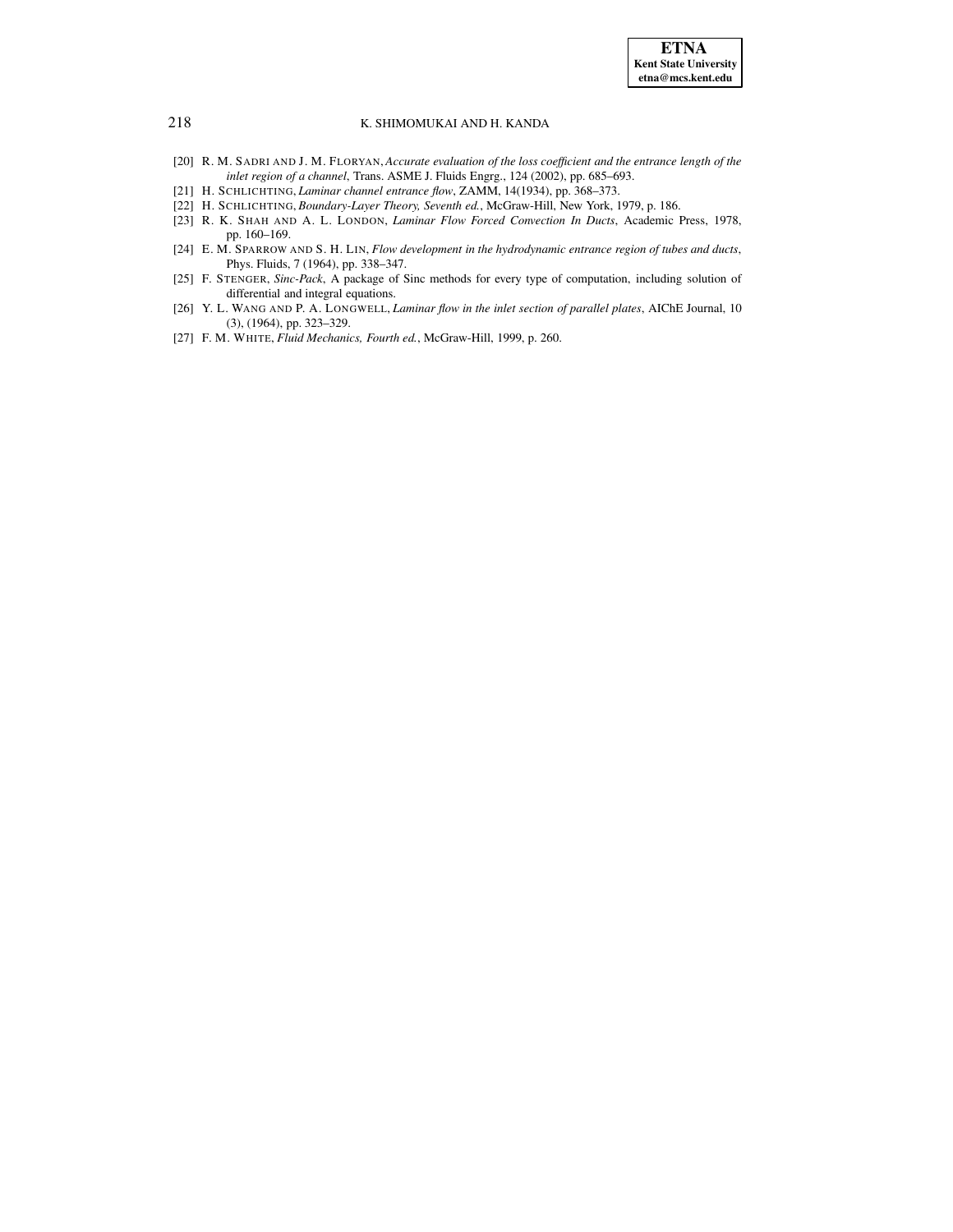[20] R. M. SADRI AND J. M. FLORYAN, *Accurate evaluation of the loss coefficient and the entrance length of the inlet region of a channel*, Trans. ASME J. Fluids Engrg., 124 (2002), pp. 685–693.

[21] H. SCHLICHTING, *Laminar channel entrance flow*, ZAMM, 14(1934), pp. 368–373.

[22] H. SCHLICHTING, *Boundary-Layer Theory, Seventh ed.*, McGraw-Hill, New York, 1979, p. 186.

[23] R. K. SHAH AND A. L. LONDON, *Laminar Flow Forced Convection In Ducts*, Academic Press, 1978, pp. 160–169.

[24] E. M. SPARROW AND S. H. LIN, *Flow development in the hydrodynamic entrance region of tubes and ducts*, Phys. Fluids, 7 (1964), pp. 338–347.

[25] F. STENGER, *Sinc-Pack*, A package of Sinc methods for every type of computation, including solution of differential and integral equations.

[26] Y. L. WANG AND P. A. LONGWELL, *Laminar flow in the inlet section of parallel plates*, AIChE Journal, 10 (3), (1964), pp. 323–329.

[27] F. M. WHITE, *Fluid Mechanics, Fourth ed.*, McGraw-Hill, 1999, p. 260.